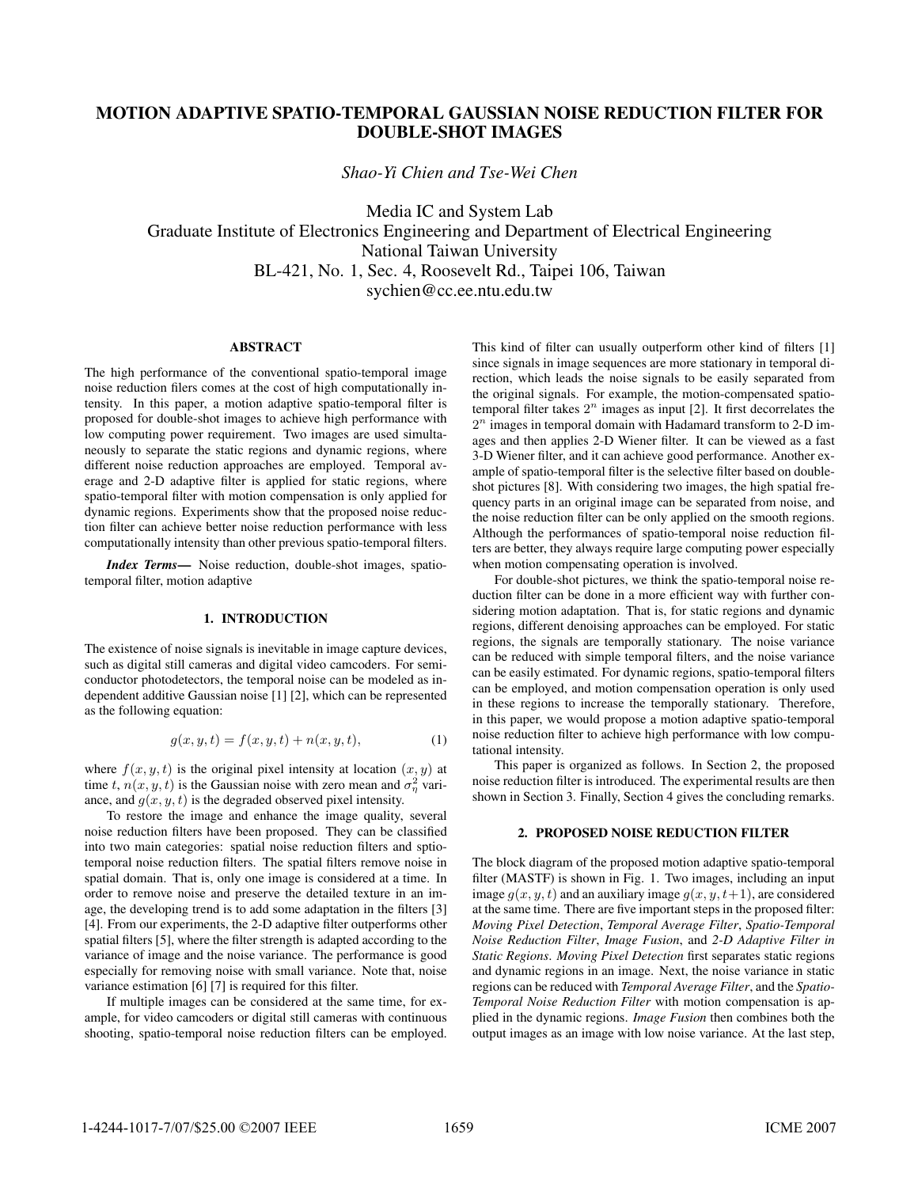# MOTION ADAPTIVE SPATIO-TEMPORAL GAUSSIAN NOISE REDUCTION FILTER FOR DOUBLE-SHOT IMAGES

*Shao-Yi Chien and Tse-Wei Chen*

Media IC and System Lab
Graduate Institute of Electronics Engineering and Department of Electrical Engineering
National Taiwan University
BL-421, No. 1, Sec. 4, Roosevelt Rd., Taipei 106, Taiwan
sychien@cc.ee.ntu.edu.tw

## ABSTRACT

The high performance of the conventional spatio-temporal image noise reduction filers comes at the cost of high computationally intensity. In this paper, a motion adaptive spatio-temporal filter is proposed for double-shot images to achieve high performance with low computing power requirement. Two images are used simultaneously to separate the static regions and dynamic regions, where different noise reduction approaches are employed. Temporal average and 2-D adaptive filter is applied for static regions, where spatio-temporal filter with motion compensation is only applied for dynamic regions. Experiments show that the proposed noise reduction filter can achieve better noise reduction performance with less computationally intensity than other previous spatio-temporal filters.

***Index Terms*—** Noise reduction, double-shot images, spatio-temporal filter, motion adaptive

## 1. INTRODUCTION

The existence of noise signals is inevitable in image capture devices, such as digital still cameras and digital video camcoders. For semiconductor photodetectors, the temporal noise can be modeled as independent additive Gaussian noise [1] [2], which can be represented as the following equation:

$$g(x, y, t) = f(x, y, t) + n(x, y, t), \tag{1}$$

where $f(x, y, t)$ is the original pixel intensity at location $(x, y)$ at time $t$, $n(x, y, t)$ is the Gaussian noise with zero mean and $\sigma_\eta^2$ variance, and $g(x, y, t)$ is the degraded observed pixel intensity.

To restore the image and enhance the image quality, several noise reduction filters have been proposed. They can be classified into two main categories: spatial noise reduction filters and sptio-temporal noise reduction filters. The spatial filters remove noise in spatial domain. That is, only one image is considered at a time. In order to remove noise and preserve the detailed texture in an image, the developing trend is to add some adaptation in the filters [3] [4]. From our experiments, the 2-D adaptive filter outperforms other spatial filters [5], where the filter strength is adapted according to the variance of image and the noise variance. The performance is good especially for removing noise with small variance. Note that, noise variance estimation [6] [7] is required for this filter.

If multiple images can be considered at the same time, for example, for video camcoders or digital still cameras with continuous shooting, spatio-temporal noise reduction filters can be employed. This kind of filter can usually outperform other kind of filters [1] since signals in image sequences are more stationary in temporal direction, which leads the noise signals to be easily separated from the original signals. For example, the motion-compensated spatio-temporal filter takes $2^n$ images as input [2]. It first decorrelates the $2^n$ images in temporal domain with Hadamard transform to 2-D images and then applies 2-D Wiener filter. It can be viewed as a fast 3-D Wiener filter, and it can achieve good performance. Another example of spatio-temporal filter is the selective filter based on double-shot pictures [8]. With considering two images, the high spatial frequency parts in an original image can be separated from noise, and the noise reduction filter can be only applied on the smooth regions. Although the performances of spatio-temporal noise reduction filters are better, they always require large computing power especially when motion compensating operation is involved.

For double-shot pictures, we think the spatio-temporal noise reduction filter can be done in a more efficient way with further considering motion adaptation. That is, for static regions and dynamic regions, different denoising approaches can be employed. For static regions, the signals are temporally stationary. The noise variance can be reduced with simple temporal filters, and the noise variance can be easily estimated. For dynamic regions, spatio-temporal filters can be employed, and motion compensation operation is only used in these regions to increase the temporally stationary. Therefore, in this paper, we would propose a motion adaptive spatio-temporal noise reduction filter to achieve high performance with low computational intensity.

This paper is organized as follows. In Section 2, the proposed noise reduction filter is introduced. The experimental results are then shown in Section 3. Finally, Section 4 gives the concluding remarks.

## 2. PROPOSED NOISE REDUCTION FILTER

The block diagram of the proposed motion adaptive spatio-temporal filter (MASTF) is shown in Fig. 1. Two images, including an input image $g(x, y, t)$ and an auxiliary image $g(x, y, t+1)$, are considered at the same time. There are five important steps in the proposed filter: *Moving Pixel Detection*, *Temporal Average Filter*, *Spatio-Temporal Noise Reduction Filter*, *Image Fusion*, and *2-D Adaptive Filter in Static Regions*. *Moving Pixel Detection* first separates static regions and dynamic regions in an image. Next, the noise variance in static regions can be reduced with *Temporal Average Filter*, and the *Spatio-Temporal Noise Reduction Filter* with motion compensation is applied in the dynamic regions. *Image Fusion* then combines both the output images as an image with low noise variance. At the last step,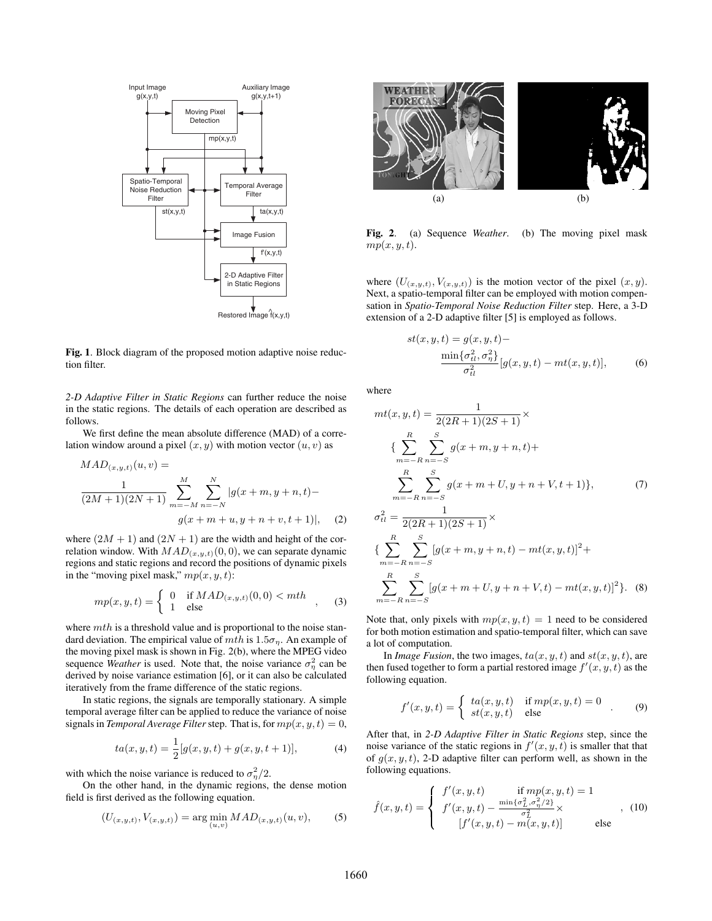**Fig. 1**. Block diagram of the proposed motion adaptive noise reduction filter.

*2-D Adaptive Filter in Static Regions* can further reduce the noise in the static regions. The details of each operation are described as follows.

We first define the mean absolute difference (MAD) of a correlation window around a pixel $(x, y)$ with motion vector $(u, v)$ as

$$MAD_{(x,y,t)}(u, v) = \frac{1}{(2M+1)(2N+1)} \sum_{m=-M}^{M} \sum_{n=-N}^{N} |g(x+m, y+n, t) - g(x+m+u, y+n+v, t+1)|, \quad (2)$$

where $(2M + 1)$ and $(2N + 1)$ are the width and height of the correlation window. With $MAD_{(x,y,t)}(0, 0)$, we can separate dynamic regions and static regions and record the positions of dynamic pixels in the "moving pixel mask," $mp(x, y, t)$:

$$mp(x, y, t) = \begin{cases} 0 & \text{if } MAD_{(x,y,t)}(0, 0) < mth \\ 1 & \text{else} \end{cases}, \quad (3)$$

where $mth$ is a threshold value and is proportional to the noise standard deviation. The empirical value of $mth$ is $1.5\sigma_\eta$. An example of the moving pixel mask is shown in Fig. 2(b), where the MPEG video sequence *Weather* is used. Note that, the noise variance $\sigma_\eta^2$ can be derived by noise variance estimation [6], or it can also be calculated iteratively from the frame difference of the static regions.

In static regions, the signals are temporally stationary. A simple temporal average filter can be applied to reduce the variance of noise signals in *Temporal Average Filter* step. That is, for $mp(x, y, t) = 0$,

$$ta(x, y, t) = \frac{1}{2}[g(x, y, t) + g(x, y, t + 1)], \quad (4)$$

with which the noise variance is reduced to $\sigma_\eta^2/2$.

On the other hand, in the dynamic regions, the dense motion field is first derived as the following equation.

$$(U_{(x,y,t)}, V_{(x,y,t)}) = \arg\min_{(u,v)} MAD_{(x,y,t)}(u, v), \quad (5)$$

**Fig. 2**. (a) Sequence *Weather*. (b) The moving pixel mask $mp(x, y, t)$.

where $(U_{(x,y,t)}, V_{(x,y,t)})$ is the motion vector of the pixel $(x, y)$. Next, a spatio-temporal filter can be employed with motion compensation in *Spatio-Temporal Noise Reduction Filter* step. Here, a 3-D extension of a 2-D adaptive filter [5] is employed as follows.

$$st(x, y, t) = g(x, y, t) - \frac{\min\{\sigma_{tl}^2, \sigma_\eta^2\}}{\sigma_{tl}^2}[g(x, y, t) - mt(x, y, t)], \quad (6)$$

where

$$mt(x, y, t) = \frac{1}{2(2R+1)(2S+1)} \times \{\sum_{m=-R}^{R} \sum_{n=-S}^{S} g(x+m, y+n, t) + \sum_{m=-R}^{R} \sum_{n=-S}^{S} g(x+m+U, y+n+V, t+1)\}, \quad (7)$$

$$\sigma_{tl}^2 = \frac{1}{2(2R+1)(2S+1)} \times \{\sum_{m=-R}^{R} \sum_{n=-S}^{S} [g(x+m, y+n, t) - mt(x, y, t)]^2 + \sum_{m=-R}^{R} \sum_{n=-S}^{S} [g(x+m+U, y+n+V, t) - mt(x, y, t)]^2\}. \quad (8)$$

Note that, only pixels with $mp(x, y, t) = 1$ need to be considered for both motion estimation and spatio-temporal filter, which can save a lot of computation.

In *Image Fusion*, the two images, $ta(x, y, t)$ and $st(x, y, t)$, are then fused together to form a partial restored image $f'(x, y, t)$ as the following equation.

$$f'(x, y, t) = \begin{cases} ta(x, y, t) & \text{if } mp(x, y, t) = 0 \\ st(x, y, t) & \text{else} \end{cases}. \quad (9)$$

After that, in *2-D Adaptive Filter in Static Regions* step, since the noise variance of the static regions in $f'(x, y, t)$ is smaller that that of $g(x, y, t)$, 2-D adaptive filter can perform well, as shown in the following equations.

$$\hat{f}(x, y, t) = \begin{cases} f'(x, y, t) & \text{if } mp(x, y, t) = 1 \\ f'(x, y, t) - \frac{\min\{\sigma_L^2, \sigma_\eta^2/2\}}{\sigma_L^2} \times [f'(x, y, t) - m(x, y, t)] & \text{else} \end{cases}, \quad (10)$$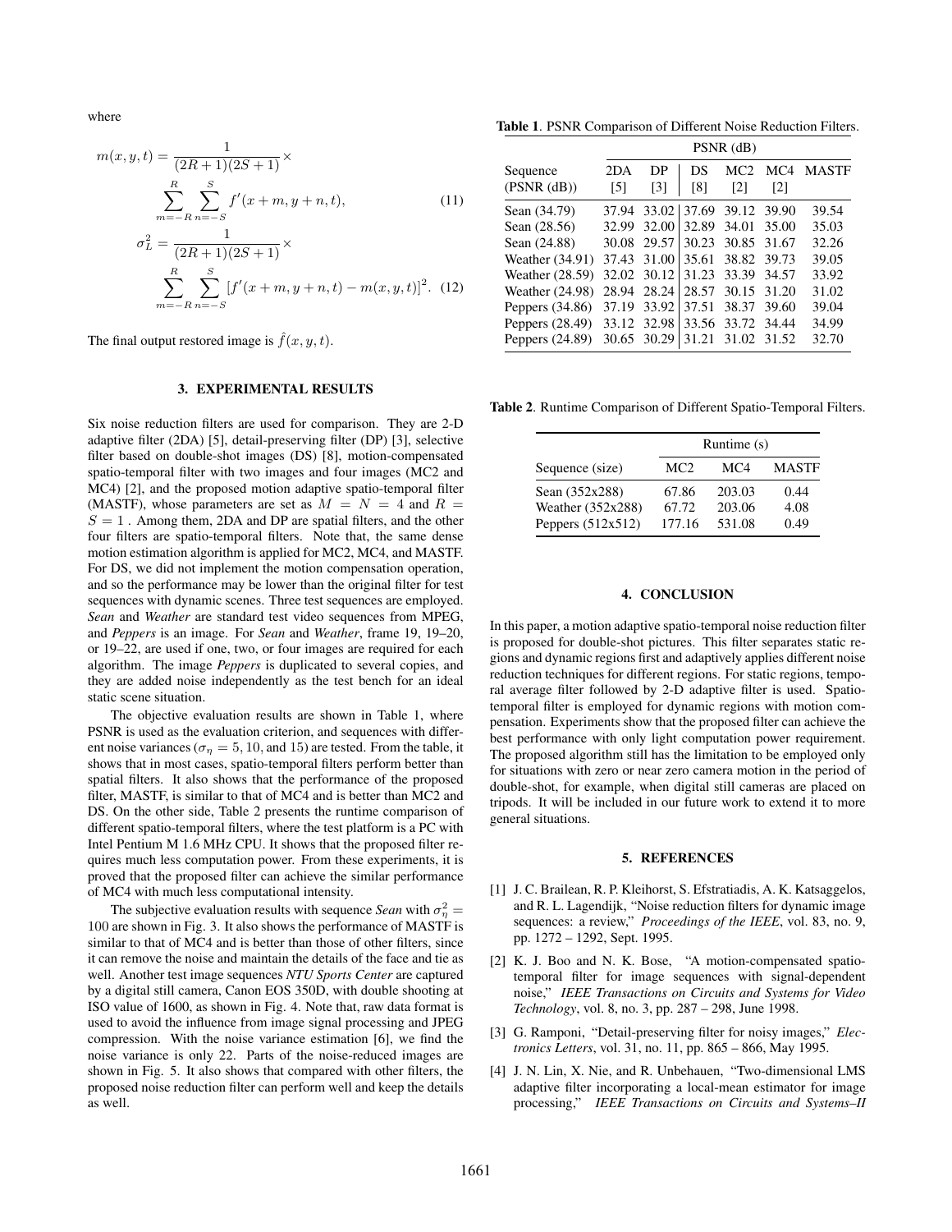where

$$m(x,y,t) = \frac{1}{(2R+1)(2S+1)} \times \sum_{m=-R}^{R} \sum_{n=-S}^{S} f'(x+m, y+n, t), \tag{11}$$

$$\sigma_L^2 = \frac{1}{(2R+1)(2S+1)} \times \sum_{m=-R}^{R} \sum_{n=-S}^{S} [f'(x+m, y+n, t) - m(x,y,t)]^2. \tag{12}$$

The final output restored image is $\hat{f}(x,y,t)$.

## 3. EXPERIMENTAL RESULTS

Six noise reduction filters are used for comparison. They are 2-D adaptive filter (2DA) [5], detail-preserving filter (DP) [3], selective filter based on double-shot images (DS) [8], motion-compensated spatio-temporal filter with two images and four images (MC2 and MC4) [2], and the proposed motion adaptive spatio-temporal filter (MASTF), whose parameters are set as $M = N = 4$ and $R = S = 1$ . Among them, 2DA and DP are spatial filters, and the other four filters are spatio-temporal filters. Note that, the same dense motion estimation algorithm is applied for MC2, MC4, and MASTF. For DS, we did not implement the motion compensation operation, and so the performance may be lower than the original filter for test sequences with dynamic scenes. Three test sequences are employed. *Sean* and *Weather* are standard test video sequences from MPEG, and *Peppers* is an image. For *Sean* and *Weather*, frame 19, 19–20, or 19–22, are used if one, two, or four images are required for each algorithm. The image *Peppers* is duplicated to several copies, and they are added noise independently as the test bench for an ideal static scene situation.

The objective evaluation results are shown in Table 1, where PSNR is used as the evaluation criterion, and sequences with different noise variances ($\sigma_\eta = 5, 10,$ and $15$) are tested. From the table, it shows that in most cases, spatio-temporal filters perform better than spatial filters. It also shows that the performance of the proposed filter, MASTF, is similar to that of MC4 and is better than MC2 and DS. On the other side, Table 2 presents the runtime comparison of different spatio-temporal filters, where the test platform is a PC with Intel Pentium M 1.6 MHz CPU. It shows that the proposed filter requires much less computation power. From these experiments, it is proved that the proposed filter can achieve the similar performance of MC4 with much less computational intensity.

The subjective evaluation results with sequence *Sean* with $\sigma_\eta^2 = 100$ are shown in Fig. 3. It also shows the performance of MASTF is similar to that of MC4 and is better than those of other filters, since it can remove the noise and maintain the details of the face and tie as well. Another test image sequences *NTU Sports Center* are captured by a digital still camera, Canon EOS 350D, with double shooting at ISO value of 1600, as shown in Fig. 4. Note that, raw data format is used to avoid the influence from image signal processing and JPEG compression. With the noise variance estimation [6], we find the noise variance is only 22. Parts of the noise-reduced images are shown in Fig. 5. It also shows that compared with other filters, the proposed noise reduction filter can perform well and keep the details as well.

**Table 1**. PSNR Comparison of Different Noise Reduction Filters.

| Sequence (PSNR (dB)) | PSNR (dB) 2DA [5] | DP [3] | DS [8] | MC2 [2] | MC4 [2] | MASTF |
|---|---|---|---|---|---|---|
| Sean (34.79) | 37.94 | 33.02 | 37.69 | 39.12 | 39.90 | 39.54 |
| Sean (28.56) | 32.99 | 32.00 | 32.89 | 34.01 | 35.00 | 35.03 |
| Sean (24.88) | 30.08 | 29.57 | 30.23 | 30.85 | 31.67 | 32.26 |
| Weather (34.91) | 37.43 | 31.00 | 35.61 | 38.82 | 39.73 | 39.05 |
| Weather (28.59) | 32.02 | 30.12 | 31.23 | 33.39 | 34.57 | 33.92 |
| Weather (24.98) | 28.94 | 28.24 | 28.57 | 30.15 | 31.20 | 31.02 |
| Peppers (34.86) | 37.19 | 33.92 | 37.51 | 38.37 | 39.60 | 39.04 |
| Peppers (28.49) | 33.12 | 32.98 | 33.56 | 33.72 | 34.44 | 34.99 |
| Peppers (24.89) | 30.65 | 30.29 | 31.21 | 31.02 | 31.52 | 32.70 |

**Table 2**. Runtime Comparison of Different Spatio-Temporal Filters.

| Sequence (size) | Runtime (s) MC2 | MC4 | MASTF |
|---|---|---|---|
| Sean (352x288) | 67.86 | 203.03 | 0.44 |
| Weather (352x288) | 67.72 | 203.06 | 4.08 |
| Peppers (512x512) | 177.16 | 531.08 | 0.49 |

## 4. CONCLUSION

In this paper, a motion adaptive spatio-temporal noise reduction filter is proposed for double-shot pictures. This filter separates static regions and dynamic regions first and adaptively applies different noise reduction techniques for different regions. For static regions, temporal average filter followed by 2-D adaptive filter is used. Spatio-temporal filter is employed for dynamic regions with motion compensation. Experiments show that the proposed filter can achieve the best performance with only light computation power requirement. The proposed algorithm still has the limitation to be employed only for situations with zero or near zero camera motion in the period of double-shot, for example, when digital still cameras are placed on tripods. It will be included in our future work to extend it to more general situations.

## 5. REFERENCES

[1] J. C. Brailean, R. P. Kleihorst, S. Efstratiadis, A. K. Katsaggelos, and R. L. Lagendijk, "Noise reduction filters for dynamic image sequences: a review," *Proceedings of the IEEE*, vol. 83, no. 9, pp. 1272 – 1292, Sept. 1995.

[2] K. J. Boo and N. K. Bose, "A motion-compensated spatio-temporal filter for image sequences with signal-dependent noise," *IEEE Transactions on Circuits and Systems for Video Technology*, vol. 8, no. 3, pp. 287 – 298, June 1998.

[3] G. Ramponi, "Detail-preserving filter for noisy images," *Electronics Letters*, vol. 31, no. 11, pp. 865 – 866, May 1995.

[4] J. N. Lin, X. Nie, and R. Unbehauen, "Two-dimensional LMS adaptive filter incorporating a local-mean estimator for image processing," *IEEE Transactions on Circuits and Systems–II*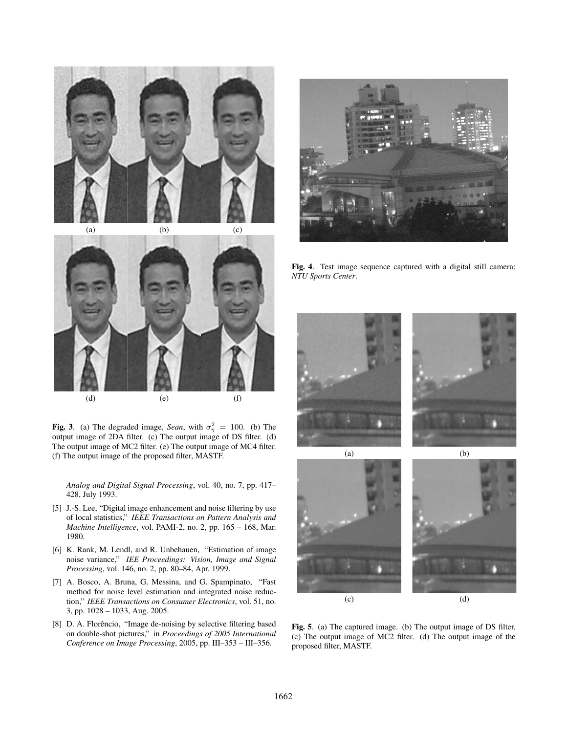(a) (b) (c)

(d) (e) (f)

**Fig. 3**. (a) The degraded image, *Sean*, with $\sigma_\eta^2 = 100$. (b) The output image of 2DA filter. (c) The output image of DS filter. (d) The output image of MC2 filter. (e) The output image of MC4 filter. (f) The output image of the proposed filter, MASTF.

*Analog and Digital Signal Processing*, vol. 40, no. 7, pp. 417–428, July 1993.

[5] J.-S. Lee, "Digital image enhancement and noise filtering by use of local statistics," *IEEE Transactions on Pattern Analysis and Machine Intelligence*, vol. PAMI-2, no. 2, pp. 165 – 168, Mar. 1980.

[6] K. Rank, M. Lendl, and R. Unbehauen, "Estimation of image noise variance," *IEE Proceedings: Vision, Image and Signal Processing*, vol. 146, no. 2, pp. 80–84, Apr. 1999.

[7] A. Bosco, A. Bruna, G. Messina, and G. Spampinato, "Fast method for noise level estimation and integrated noise reduction," *IEEE Transactions on Consumer Electronics*, vol. 51, no. 3, pp. 1028 – 1033, Aug. 2005.

[8] D. A. Florêncio, "Image de-noising by selective filtering based on double-shot pictures," in *Proceedings of 2005 International Conference on Image Processing*, 2005, pp. III–353 – III–356.

**Fig. 4**. Test image sequence captured with a digital still camera: *NTU Sports Center*.

(a) (b)

(c) (d)

**Fig. 5**. (a) The captured image. (b) The output image of DS filter. (c) The output image of MC2 filter. (d) The output image of the proposed filter, MASTF.